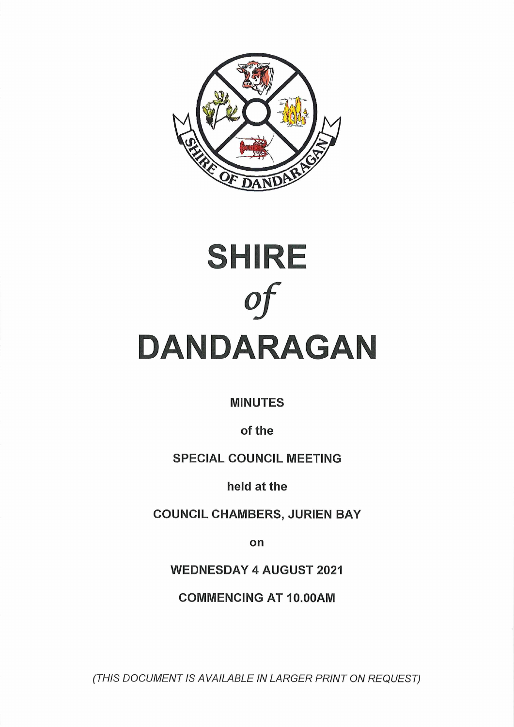# SHIRE

*of*

# DANDARAGAN

**MINUTES**

**of the**

**SPECIAL COUNCIL MEETING**

**held at the**

**COUNCIL CHAMBERS, JURIEN BAY**

**on**

**WEDNESDAY 4 AUGUST 2021**

**COMMENCING AT 10.00AM**

*(THIS DOCUMENT IS AVAILABLE IN LARGER PRINT ON REQUEST)*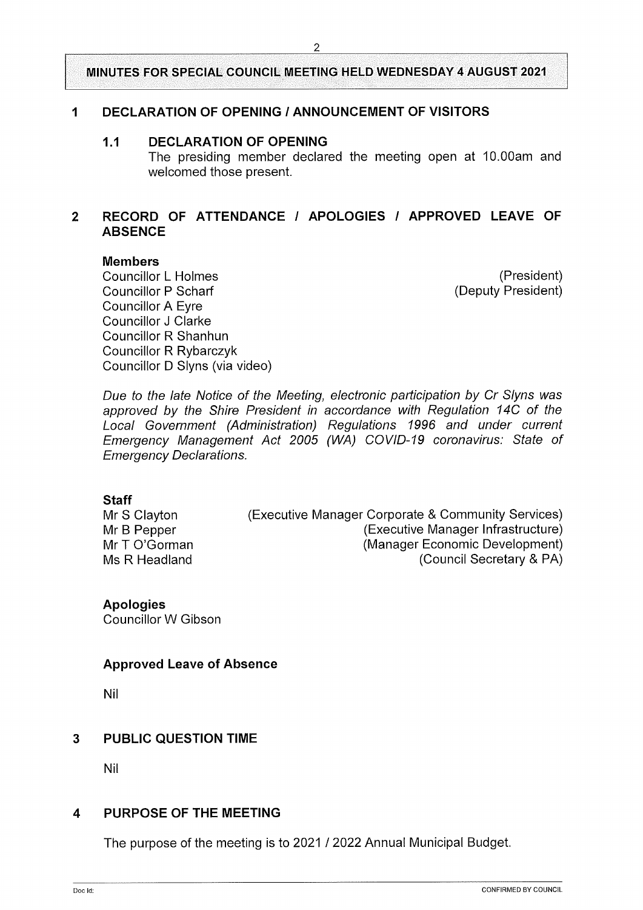**MINUTES FOR SPECIAL COUNCIL MEETING HELD WEDNESDAY 4 AUGUST 2021**

## 1 DECLARATION OF OPENING / ANNOUNCEMENT OF VISITORS

### 1.1 DECLARATION OF OPENING

The presiding member declared the meeting open at 10.00am and welcomed those present.

## 2 RECORD OF ATTENDANCE / APOLOGIES / APPROVED LEAVE OF ABSENCE

**Members**

Councillor L Holmes (President)
Councillor P Scharf (Deputy President)
Councillor A Eyre
Councillor J Clarke
Councillor R Shanhun
Councillor R Rybarczyk
Councillor D Slyns (via video)

*Due to the late Notice of the Meeting, electronic participation by Cr Slyns was approved by the Shire President in accordance with Regulation 14C of the Local Government (Administration) Regulations 1996 and under current Emergency Management Act 2005 (WA) COVID-19 coronavirus: State of Emergency Declarations.*

**Staff**

Mr S Clayton (Executive Manager Corporate & Community Services)
Mr B Pepper (Executive Manager Infrastructure)
Mr T O'Gorman (Manager Economic Development)
Ms R Headland (Council Secretary & PA)

**Apologies**

Councillor W Gibson

**Approved Leave of Absence**

Nil

## 3 PUBLIC QUESTION TIME

Nil

## 4 PURPOSE OF THE MEETING

The purpose of the meeting is to 2021 / 2022 Annual Municipal Budget.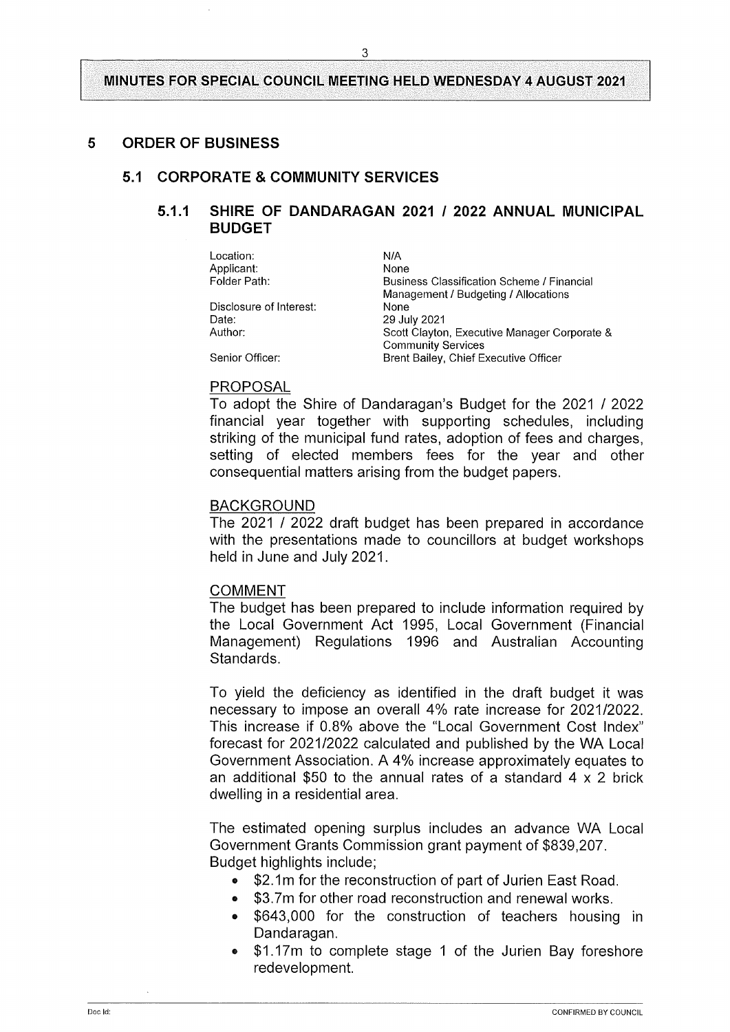## 5 ORDER OF BUSINESS

### 5.1 CORPORATE & COMMUNITY SERVICES

#### 5.1.1 SHIRE OF DANDARAGAN 2021 / 2022 ANNUAL MUNICIPAL BUDGET

| | |
|---|---|
| Location: | N/A |
| Applicant: | None |
| Folder Path: | Business Classification Scheme / Financial Management / Budgeting / Allocations |
| Disclosure of Interest: | None |
| Date: | 29 July 2021 |
| Author: | Scott Clayton, Executive Manager Corporate & Community Services |
| Senior Officer: | Brent Bailey, Chief Executive Officer |

PROPOSAL

To adopt the Shire of Dandaragan's Budget for the 2021 / 2022 financial year together with supporting schedules, including striking of the municipal fund rates, adoption of fees and charges, setting of elected members fees for the year and other consequential matters arising from the budget papers.

BACKGROUND

The 2021 / 2022 draft budget has been prepared in accordance with the presentations made to councillors at budget workshops held in June and July 2021.

COMMENT

The budget has been prepared to include information required by the Local Government Act 1995, Local Government (Financial Management) Regulations 1996 and Australian Accounting Standards.

To yield the deficiency as identified in the draft budget it was necessary to impose an overall 4% rate increase for 2021/2022. This increase if 0.8% above the "Local Government Cost Index" forecast for 2021/2022 calculated and published by the WA Local Government Association. A 4% increase approximately equates to an additional $50 to the annual rates of a standard 4 x 2 brick dwelling in a residential area.

The estimated opening surplus includes an advance WA Local Government Grants Commission grant payment of $839,207.
Budget highlights include;

- $2.1m for the reconstruction of part of Jurien East Road.
- $3.7m for other road reconstruction and renewal works.
- $643,000 for the construction of teachers housing in Dandaragan.
- $1.17m to complete stage 1 of the Jurien Bay foreshore redevelopment.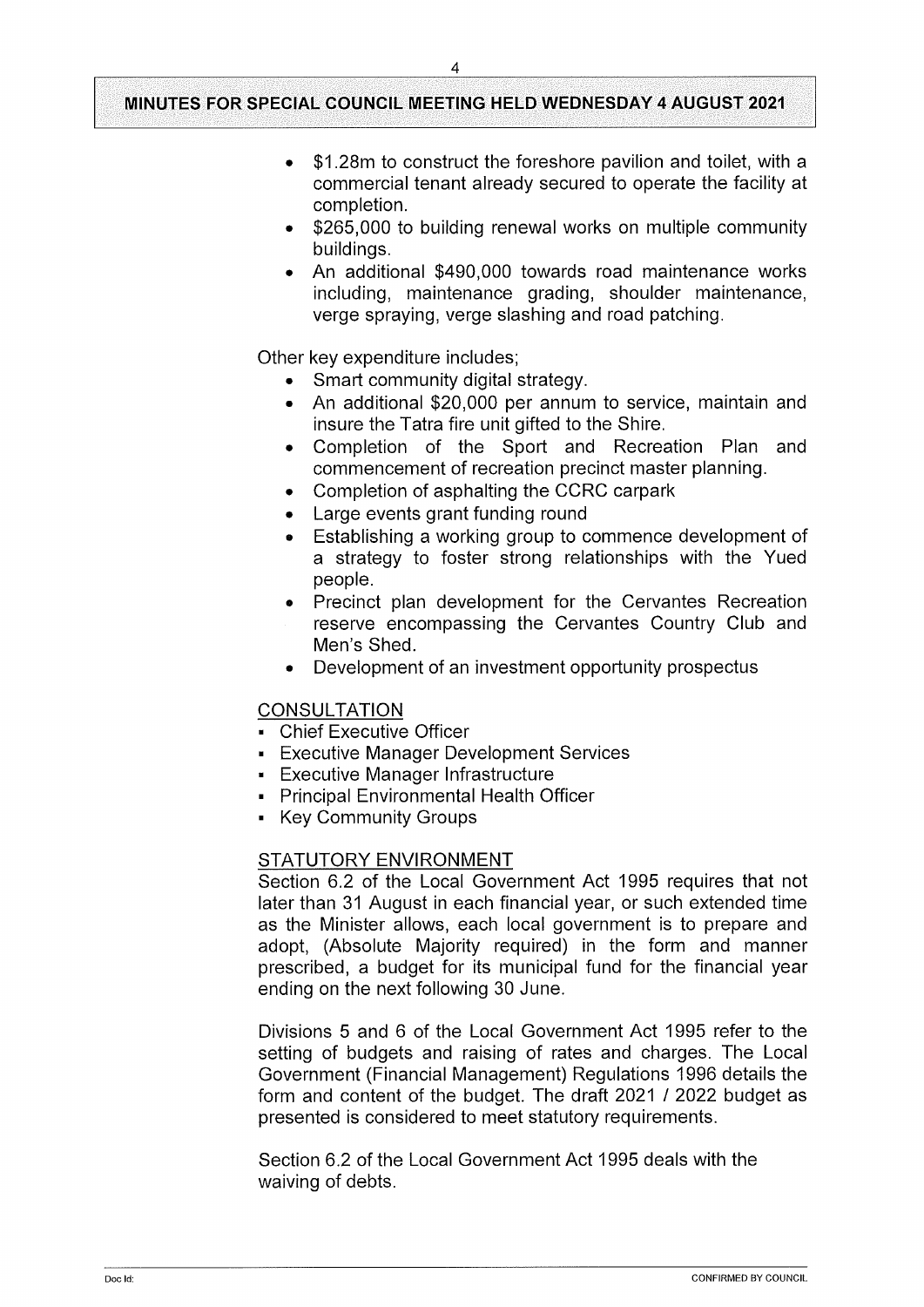- $1.28m to construct the foreshore pavilion and toilet, with a commercial tenant already secured to operate the facility at completion.
- $265,000 to building renewal works on multiple community buildings.
- An additional $490,000 towards road maintenance works including, maintenance grading, shoulder maintenance, verge spraying, verge slashing and road patching.

Other key expenditure includes;

- Smart community digital strategy.
- An additional $20,000 per annum to service, maintain and insure the Tatra fire unit gifted to the Shire.
- Completion of the Sport and Recreation Plan and commencement of recreation precinct master planning.
- Completion of asphalting the CCRC carpark
- Large events grant funding round
- Establishing a working group to commence development of a strategy to foster strong relationships with the Yued people.
- Precinct plan development for the Cervantes Recreation reserve encompassing the Cervantes Country Club and Men's Shed.
- Development of an investment opportunity prospectus

## CONSULTATION

- Chief Executive Officer
- Executive Manager Development Services
- Executive Manager Infrastructure
- Principal Environmental Health Officer
- Key Community Groups

## STATUTORY ENVIRONMENT

Section 6.2 of the Local Government Act 1995 requires that not later than 31 August in each financial year, or such extended time as the Minister allows, each local government is to prepare and adopt, (Absolute Majority required) in the form and manner prescribed, a budget for its municipal fund for the financial year ending on the next following 30 June.

Divisions 5 and 6 of the Local Government Act 1995 refer to the setting of budgets and raising of rates and charges. The Local Government (Financial Management) Regulations 1996 details the form and content of the budget. The draft 2021 / 2022 budget as presented is considered to meet statutory requirements.

Section 6.2 of the Local Government Act 1995 deals with the waiving of debts.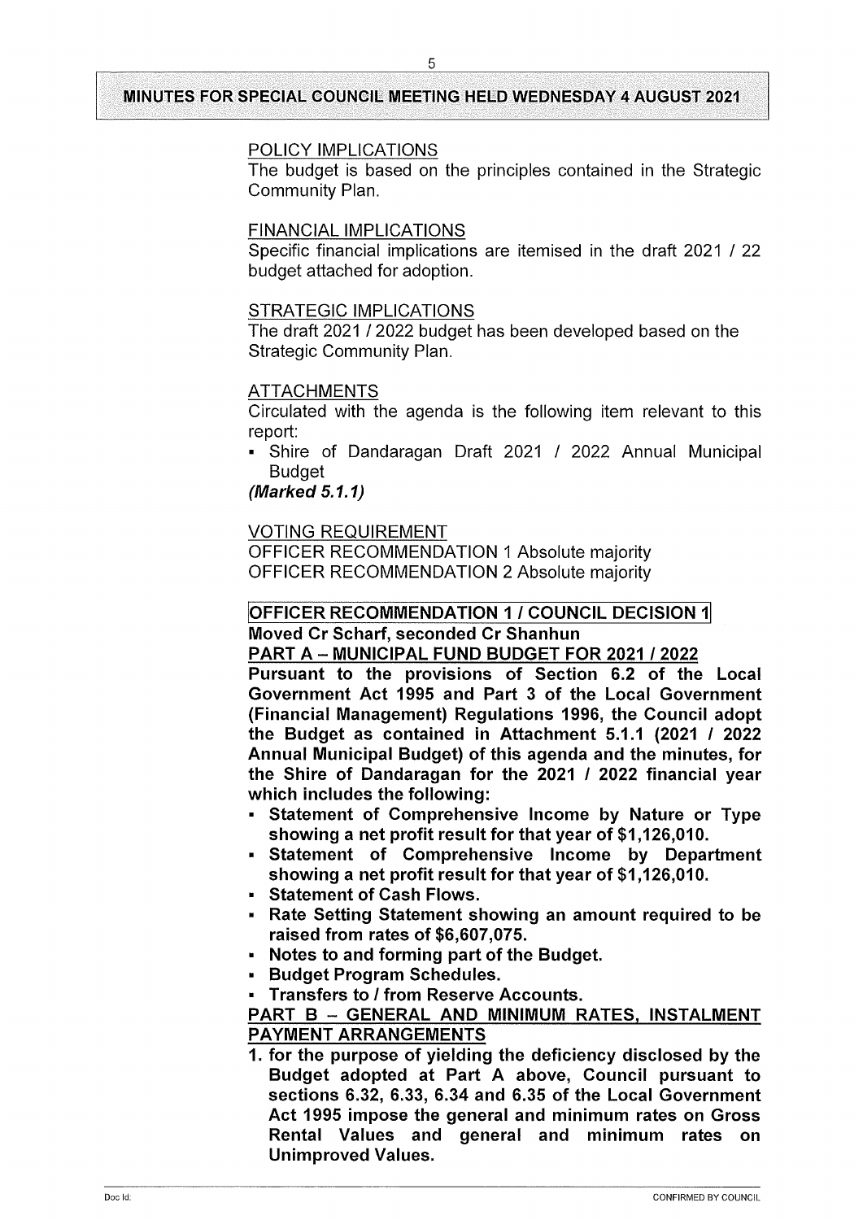### POLICY IMPLICATIONS

The budget is based on the principles contained in the Strategic Community Plan.

### FINANCIAL IMPLICATIONS

Specific financial implications are itemised in the draft 2021 / 22 budget attached for adoption.

### STRATEGIC IMPLICATIONS

The draft 2021 / 2022 budget has been developed based on the Strategic Community Plan.

### ATTACHMENTS

Circulated with the agenda is the following item relevant to this report:

- Shire of Dandaragan Draft 2021 / 2022 Annual Municipal Budget

***(Marked 5.1.1)***

### VOTING REQUIREMENT

OFFICER RECOMMENDATION 1 Absolute majority
OFFICER RECOMMENDATION 2 Absolute majority

### OFFICER RECOMMENDATION 1 / COUNCIL DECISION 1

**Moved Cr Scharf, seconded Cr Shanhun**

**PART A – MUNICIPAL FUND BUDGET FOR 2021 / 2022**

**Pursuant to the provisions of Section 6.2 of the Local Government Act 1995 and Part 3 of the Local Government (Financial Management) Regulations 1996, the Council adopt the Budget as contained in Attachment 5.1.1 (2021 / 2022 Annual Municipal Budget) of this agenda and the minutes, for the Shire of Dandaragan for the 2021 / 2022 financial year which includes the following:**

- **Statement of Comprehensive Income by Nature or Type showing a net profit result for that year of $1,126,010.**
- **Statement of Comprehensive Income by Department showing a net profit result for that year of $1,126,010.**
- **Statement of Cash Flows.**
- **Rate Setting Statement showing an amount required to be raised from rates of $6,607,075.**
- **Notes to and forming part of the Budget.**
- **Budget Program Schedules.**
- **Transfers to / from Reserve Accounts.**

**PART B – GENERAL AND MINIMUM RATES, INSTALMENT PAYMENT ARRANGEMENTS**

1. **for the purpose of yielding the deficiency disclosed by the Budget adopted at Part A above, Council pursuant to sections 6.32, 6.33, 6.34 and 6.35 of the Local Government Act 1995 impose the general and minimum rates on Gross Rental Values and general and minimum rates on Unimproved Values.**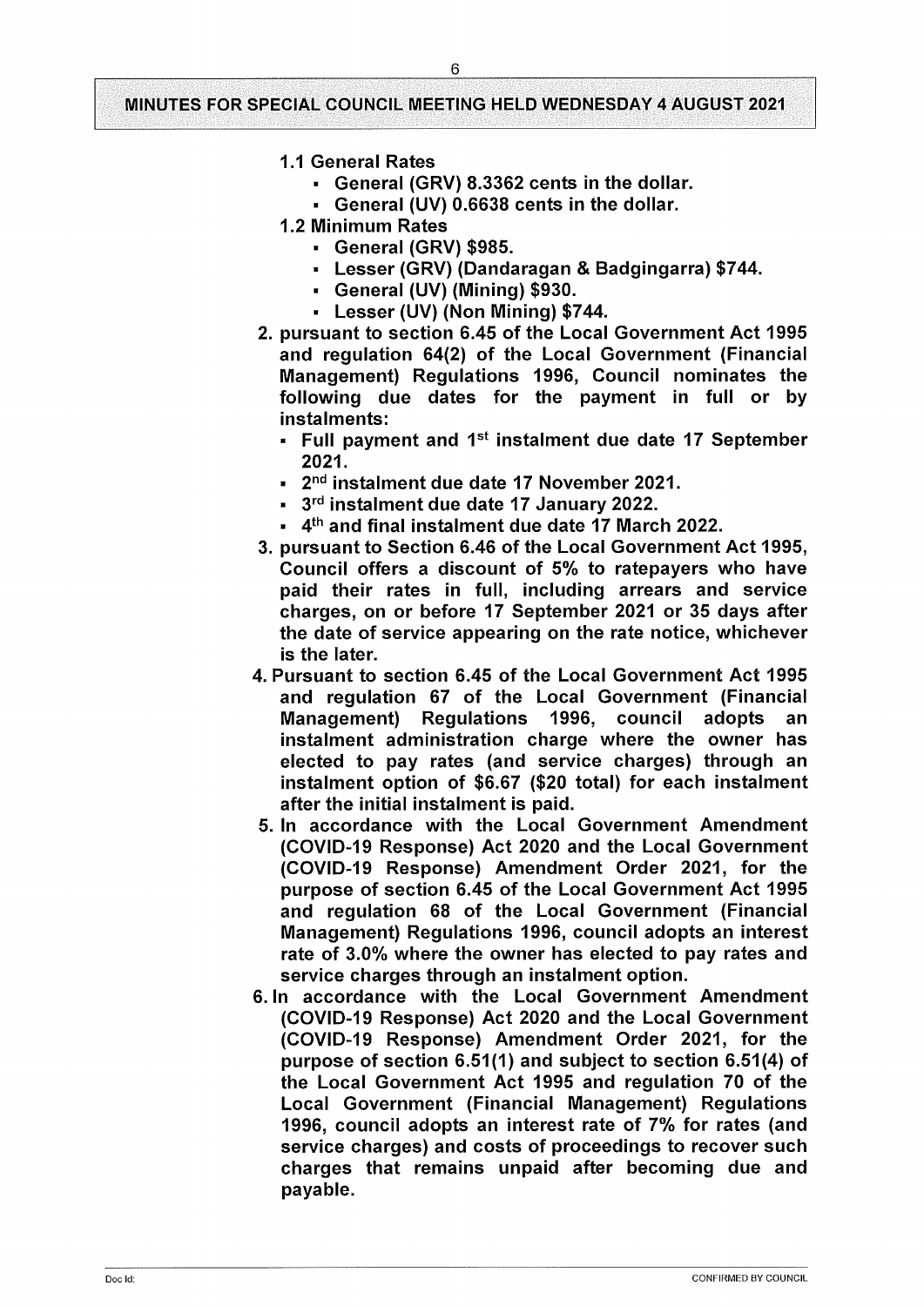**1.1 General Rates**

- **General (GRV) 8.3362 cents in the dollar.**
- **General (UV) 0.6638 cents in the dollar.**

**1.2 Minimum Rates**

- **General (GRV) $985.**
- **Lesser (GRV) (Dandaragan & Badgingarra) $744.**
- **General (UV) (Mining) $930.**
- **Lesser (UV) (Non Mining) $744.**

2. **pursuant to section 6.45 of the Local Government Act 1995 and regulation 64(2) of the Local Government (Financial Management) Regulations 1996, Council nominates the following due dates for the payment in full or by instalments:**
   - **Full payment and 1st instalment due date 17 September 2021.**
   - **2nd instalment due date 17 November 2021.**
   - **3rd instalment due date 17 January 2022.**
   - **4th and final instalment due date 17 March 2022.**
3. **pursuant to Section 6.46 of the Local Government Act 1995, Council offers a discount of 5% to ratepayers who have paid their rates in full, including arrears and service charges, on or before 17 September 2021 or 35 days after the date of service appearing on the rate notice, whichever is the later.**
4. **Pursuant to section 6.45 of the Local Government Act 1995 and regulation 67 of the Local Government (Financial Management) Regulations 1996, council adopts an instalment administration charge where the owner has elected to pay rates (and service charges) through an instalment option of $6.67 ($20 total) for each instalment after the initial instalment is paid.**
5. **In accordance with the Local Government Amendment (COVID-19 Response) Act 2020 and the Local Government (COVID-19 Response) Amendment Order 2021, for the purpose of section 6.45 of the Local Government Act 1995 and regulation 68 of the Local Government (Financial Management) Regulations 1996, council adopts an interest rate of 3.0% where the owner has elected to pay rates and service charges through an instalment option.**
6. **In accordance with the Local Government Amendment (COVID-19 Response) Act 2020 and the Local Government (COVID-19 Response) Amendment Order 2021, for the purpose of section 6.51(1) and subject to section 6.51(4) of the Local Government Act 1995 and regulation 70 of the Local Government (Financial Management) Regulations 1996, council adopts an interest rate of 7% for rates (and service charges) and costs of proceedings to recover such charges that remains unpaid after becoming due and payable.**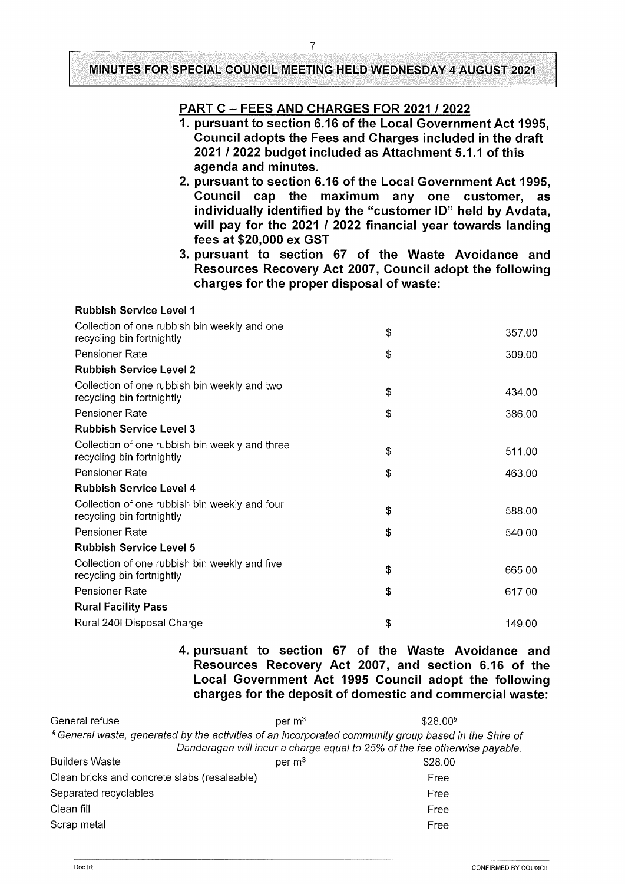## PART C – FEES AND CHARGES FOR 2021 / 2022

1. **pursuant to section 6.16 of the Local Government Act 1995, Council adopts the Fees and Charges included in the draft 2021 / 2022 budget included as Attachment 5.1.1 of this agenda and minutes.**
2. **pursuant to section 6.16 of the Local Government Act 1995, Council cap the maximum any one customer, as individually identified by the "customer ID" held by Avdata, will pay for the 2021 / 2022 financial year towards landing fees at $20,000 ex GST**
3. **pursuant to section 67 of the Waste Avoidance and Resources Recovery Act 2007, Council adopt the following charges for the proper disposal of waste:**

| | | |
|---|---|---|
| **Rubbish Service Level 1** | | |
| Collection of one rubbish bin weekly and one recycling bin fortnightly | $ | 357.00 |
| Pensioner Rate | $ | 309.00 |
| **Rubbish Service Level 2** | | |
| Collection of one rubbish bin weekly and two recycling bin fortnightly | $ | 434.00 |
| Pensioner Rate | $ | 386.00 |
| **Rubbish Service Level 3** | | |
| Collection of one rubbish bin weekly and three recycling bin fortnightly | $ | 511.00 |
| Pensioner Rate | $ | 463.00 |
| **Rubbish Service Level 4** | | |
| Collection of one rubbish bin weekly and four recycling bin fortnightly | $ | 588.00 |
| Pensioner Rate | $ | 540.00 |
| **Rubbish Service Level 5** | | |
| Collection of one rubbish bin weekly and five recycling bin fortnightly | $ | 665.00 |
| Pensioner Rate | $ | 617.00 |
| **Rural Facility Pass** | | |
| Rural 240l Disposal Charge | $ | 149.00 |

4. **pursuant to section 67 of the Waste Avoidance and Resources Recovery Act 2007, and section 6.16 of the Local Government Act 1995 Council adopt the following charges for the deposit of domestic and commercial waste:**

| | | |
|---|---|---|
| General refuse | per $m^3$ | $28.00[§] |
| Builders Waste | per $m^3$ | $28.00 |
| Clean bricks and concrete slabs (resaleable) | | Free |
| Separated recyclables | | Free |
| Clean fill | | Free |
| Scrap metal | | Free |

*[§] General waste, generated by the activities of an incorporated community group based in the Shire of Dandaragan will incur a charge equal to 25% of the fee otherwise payable.*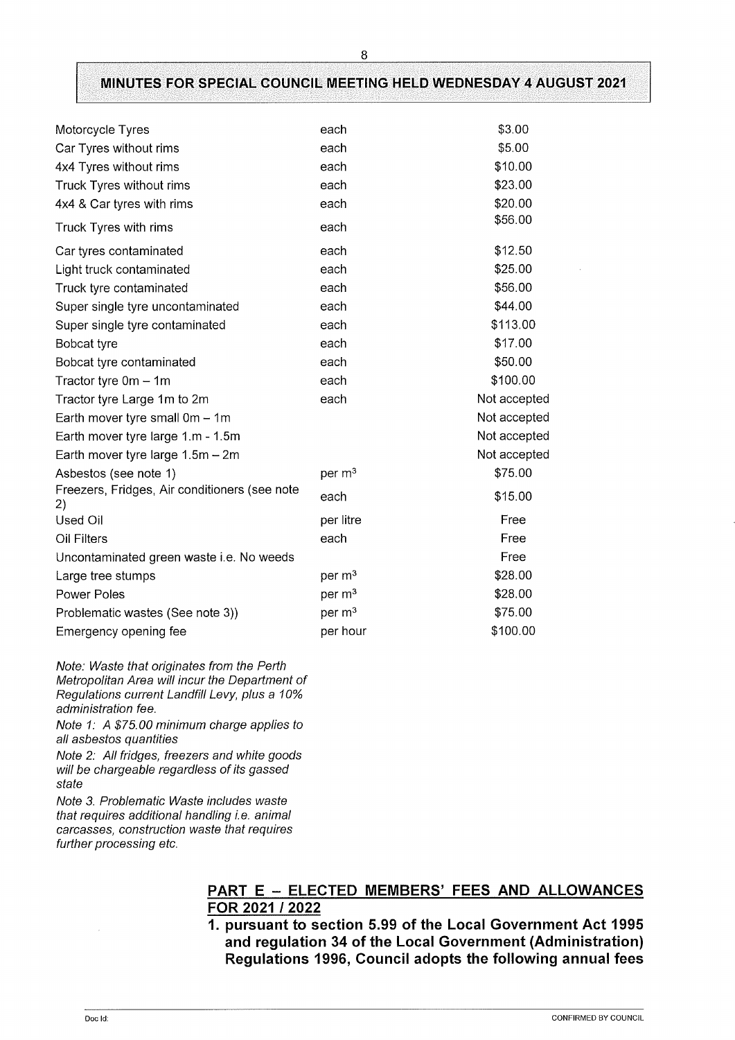| | | |
|---|---|---|
| Motorcycle Tyres | each | \$3.00 |
| Car Tyres without rims | each | \$5.00 |
| 4x4 Tyres without rims | each | \$10.00 |
| Truck Tyres without rims | each | \$23.00 |
| 4x4 & Car tyres with rims | each | \$20.00 |
| Truck Tyres with rims | each | \$56.00 |
| Car tyres contaminated | each | \$12.50 |
| Light truck contaminated | each | \$25.00 |
| Truck tyre contaminated | each | \$56.00 |
| Super single tyre uncontaminated | each | \$44.00 |
| Super single tyre contaminated | each | \$113.00 |
| Bobcat tyre | each | \$17.00 |
| Bobcat tyre contaminated | each | \$50.00 |
| Tractor tyre 0m – 1m | each | \$100.00 |
| Tractor tyre Large 1m to 2m | each | Not accepted |
| Earth mover tyre small 0m – 1m | | Not accepted |
| Earth mover tyre large 1.m - 1.5m | | Not accepted |
| Earth mover tyre large 1.5m – 2m | | Not accepted |
| Asbestos (see note 1) | per $m^3$ | \$75.00 |
| Freezers, Fridges, Air conditioners (see note 2) | each | \$15.00 |
| Used Oil | per litre | Free |
| Oil Filters | each | Free |
| Uncontaminated green waste i.e. No weeds | | Free |
| Large tree stumps | per $m^3$ | \$28.00 |
| Power Poles | per $m^3$ | \$28.00 |
| Problematic wastes (See note 3)) | per $m^3$ | \$75.00 |
| Emergency opening fee | per hour | \$100.00 |

*Note: Waste that originates from the Perth Metropolitan Area will incur the Department of Regulations current Landfill Levy, plus a 10% administration fee.*

*Note 1: A \$75.00 minimum charge applies to all asbestos quantities*

*Note 2: All fridges, freezers and white goods will be chargeable regardless of its gassed state*

*Note 3. Problematic Waste includes waste that requires additional handling i.e. animal carcasses, construction waste that requires further processing etc.*

## PART E – ELECTED MEMBERS' FEES AND ALLOWANCES FOR 2021 / 2022

**1. pursuant to section 5.99 of the Local Government Act 1995 and regulation 34 of the Local Government (Administration) Regulations 1996, Council adopts the following annual fees**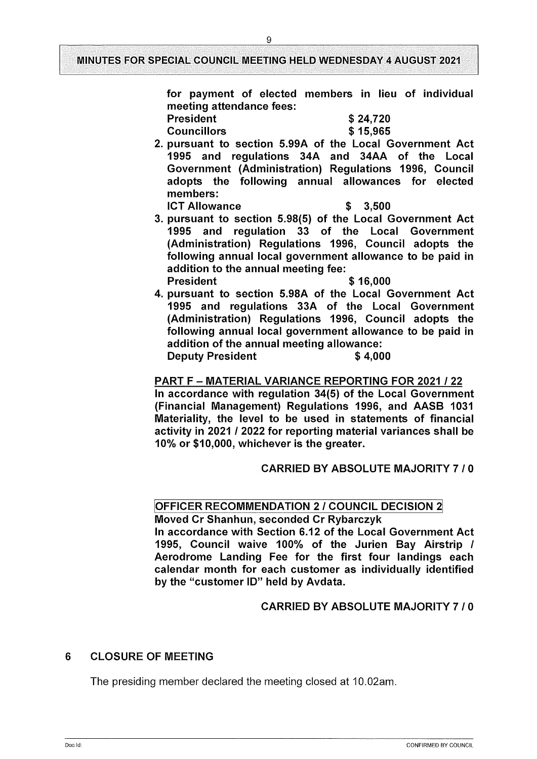**for payment of elected members in lieu of individual meeting attendance fees:**

**President $ 24,720**

**Councillors $ 15,965**

2. **pursuant to section 5.99A of the Local Government Act 1995 and regulations 34A and 34AA of the Local Government (Administration) Regulations 1996, Council adopts the following annual allowances for elected members:**

   **ICT Allowance $ 3,500**

3. **pursuant to section 5.98(5) of the Local Government Act 1995 and regulation 33 of the Local Government (Administration) Regulations 1996, Council adopts the following annual local government allowance to be paid in addition to the annual meeting fee:**

   **President $ 16,000**

4. **pursuant to section 5.98A of the Local Government Act 1995 and regulations 33A of the Local Government (Administration) Regulations 1996, Council adopts the following annual local government allowance to be paid in addition of the annual meeting allowance:**

   **Deputy President $ 4,000**

**PART F – MATERIAL VARIANCE REPORTING FOR 2021 / 22**

**In accordance with regulation 34(5) of the Local Government (Financial Management) Regulations 1996, and AASB 1031 Materiality, the level to be used in statements of financial activity in 2021 / 2022 for reporting material variances shall be 10% or $10,000, whichever is the greater.**

**CARRIED BY ABSOLUTE MAJORITY 7 / 0**

**OFFICER RECOMMENDATION 2 / COUNCIL DECISION 2**

**Moved Cr Shanhun, seconded Cr Rybarczyk**

**In accordance with Section 6.12 of the Local Government Act 1995, Council waive 100% of the Jurien Bay Airstrip / Aerodrome Landing Fee for the first four landings each calendar month for each customer as individually identified by the "customer ID" held by Avdata.**

**CARRIED BY ABSOLUTE MAJORITY 7 / 0**

## 6 CLOSURE OF MEETING

The presiding member declared the meeting closed at 10.02am.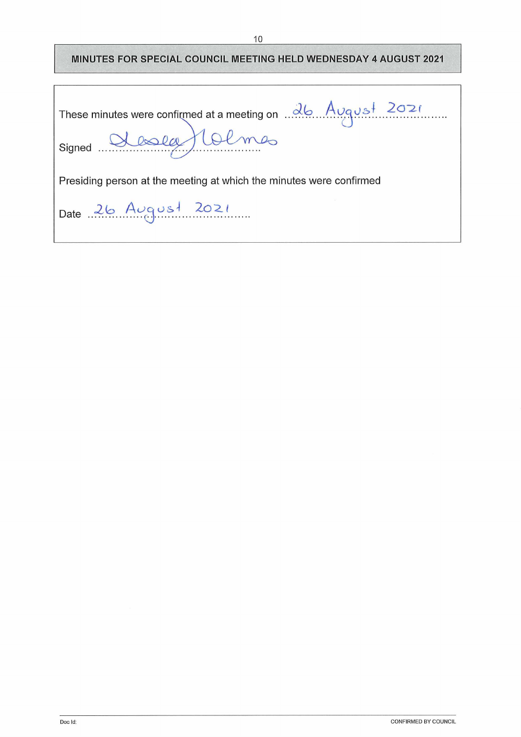These minutes were confirmed at a meeting on 26 August 2021

Signed Leesa Holmes

Presiding person at the meeting at which the minutes were confirmed

Date 26 August 2021

Doc Id:

CONFIRMED BY COUNCIL